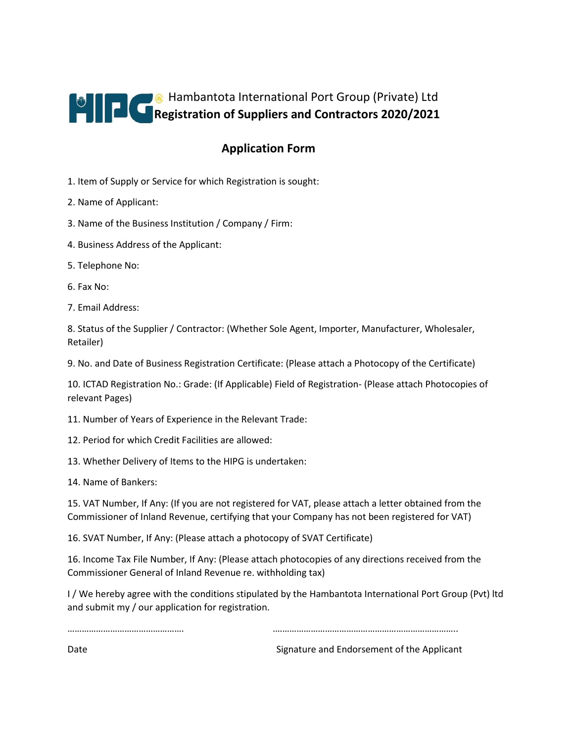HIPG Hambantota International Port Group (Private) Ltd

**Registration of Suppliers and Contractors 2020/2021**

## Application Form

1. Item of Supply or Service for which Registration is sought:

2. Name of Applicant:

3. Name of the Business Institution / Company / Firm:

4. Business Address of the Applicant:

5. Telephone No:

6. Fax No:

7. Email Address:

8. Status of the Supplier / Contractor: (Whether Sole Agent, Importer, Manufacturer, Wholesaler, Retailer)

9. No. and Date of Business Registration Certificate: (Please attach a Photocopy of the Certificate)

10. ICTAD Registration No.: Grade: (If Applicable) Field of Registration- (Please attach Photocopies of relevant Pages)

11. Number of Years of Experience in the Relevant Trade:

12. Period for which Credit Facilities are allowed:

13. Whether Delivery of Items to the HIPG is undertaken:

14. Name of Bankers:

15. VAT Number, If Any: (If you are not registered for VAT, please attach a letter obtained from the Commissioner of Inland Revenue, certifying that your Company has not been registered for VAT)

16. SVAT Number, If Any: (Please attach a photocopy of SVAT Certificate)

16. Income Tax File Number, If Any: (Please attach photocopies of any directions received from the Commissioner General of Inland Revenue re. withholding tax)

I / We hereby agree with the conditions stipulated by the Hambantota International Port Group (Pvt) ltd and submit my / our application for registration.

…………………………………………  …………………………………………………………………..

Date  Signature and Endorsement of the Applicant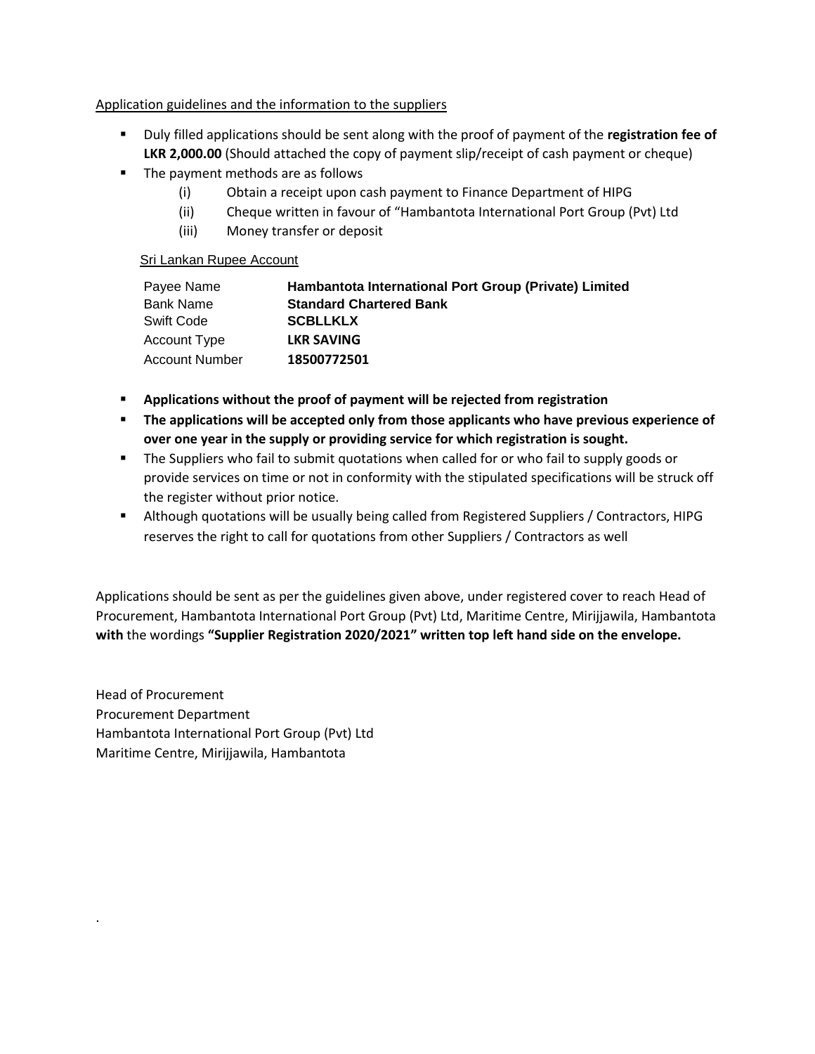Application guidelines and the information to the suppliers

- Duly filled applications should be sent along with the proof of payment of the **registration fee of LKR 2,000.00** (Should attached the copy of payment slip/receipt of cash payment or cheque)
- The payment methods are as follows
  - (i) Obtain a receipt upon cash payment to Finance Department of HIPG
  - (ii) Cheque written in favour of "Hambantota International Port Group (Pvt) Ltd
  - (iii) Money transfer or deposit

Sri Lankan Rupee Account

| | |
|---|---|
| Payee Name | **Hambantota International Port Group (Private) Limited** |
| Bank Name | **Standard Chartered Bank** |
| Swift Code | **SCBLLKLX** |
| Account Type | **LKR SAVING** |
| Account Number | **18500772501** |

- **Applications without the proof of payment will be rejected from registration**
- **The applications will be accepted only from those applicants who have previous experience of over one year in the supply or providing service for which registration is sought.**
- The Suppliers who fail to submit quotations when called for or who fail to supply goods or provide services on time or not in conformity with the stipulated specifications will be struck off the register without prior notice.
- Although quotations will be usually being called from Registered Suppliers / Contractors, HIPG reserves the right to call for quotations from other Suppliers / Contractors as well

Applications should be sent as per the guidelines given above, under registered cover to reach Head of Procurement, Hambantota International Port Group (Pvt) Ltd, Maritime Centre, Mirijjawila, Hambantota **with** the wordings **"Supplier Registration 2020/2021" written top left hand side on the envelope.**

Head of Procurement
Procurement Department
Hambantota International Port Group (Pvt) Ltd
Maritime Centre, Mirijjawila, Hambantota

.